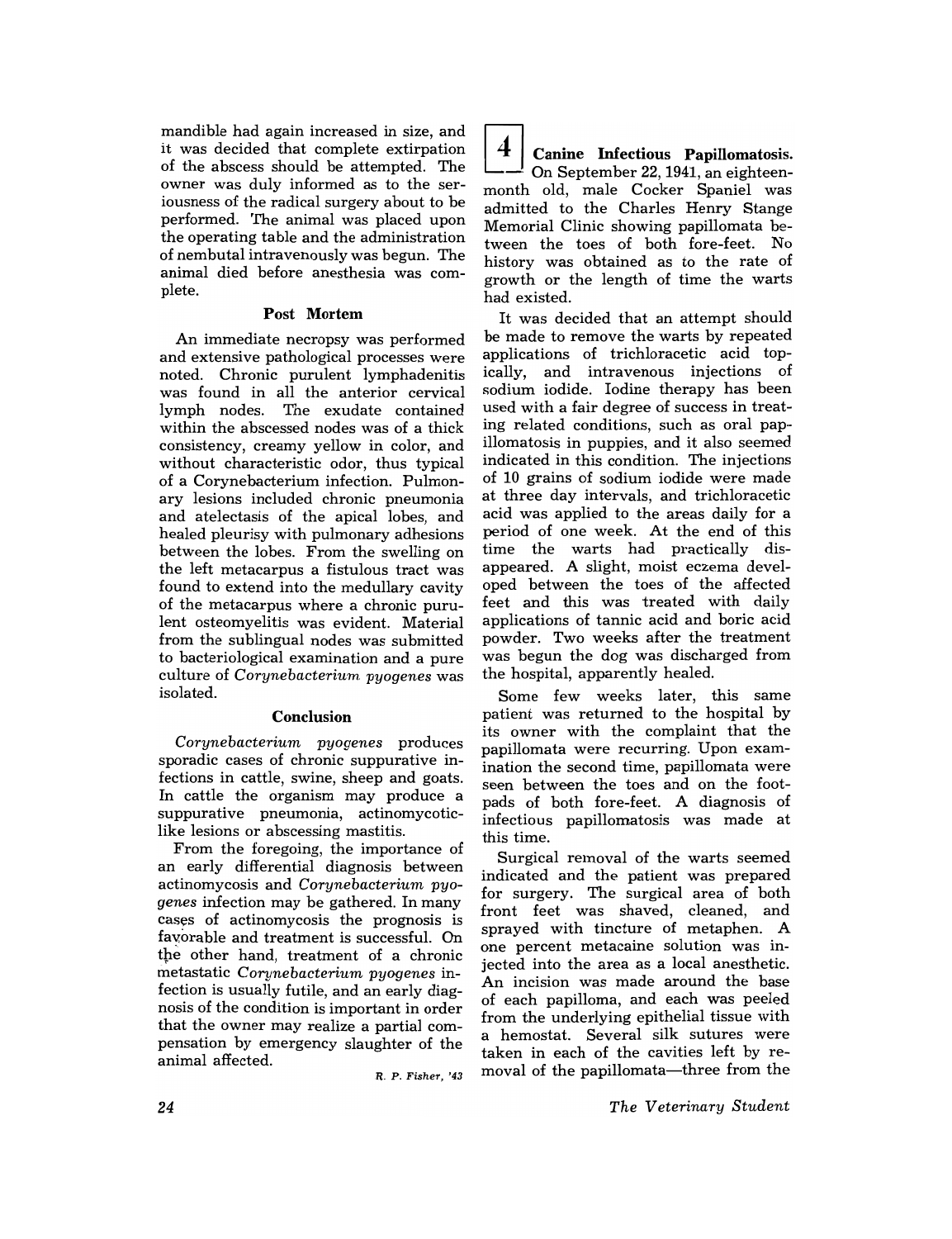mandible had again increased in size, and it was decided that complete extirpation of the abscess should be attempted. The owner was duly informed as to the seriousness of the radical surgery about to be performed. The animal was placed upon the operating table and the administration of nembutal intravenously was begun. The animal died before anesthesia was complete.

### Post Mortem

An immediate necropsy was performed and extensive pathological processes were noted. Chronic purulent lymphadenitis was found in all the anterior cervical lymph nodes. The exudate contained within the abscessed nodes was of a thick consistency, creamy yellow in color, and without characteristic odor, thus typical of a Corynebacterium infection. Pulmonary lesions included chronic pneumonia and atelectasis of the apical lobes, and healed pleurisy with pulmonary adhesions between the lobes. From the swelling on the left metacarpus a fistulous tract was found to extend into the medullary cavity of the metacarpus where a chronic purulent osteomyelitis was evident. Material from the sublingual nodes was submitted to bacteriological examination and a pure culture of *Corynebacterium pyogenes* was isolated.

### Conclusion

*Corynebacterium pyogenes* produces sporadic cases of chronic suppurative infections in cattle, swine, sheep and goats. In cattle the organism may produce a suppurative pneumonia, actinomycotic-like lesions or abscessing mastitis.

From the foregoing, the importance of an early differential diagnosis between actinomycosis and *Corynebacterium pyogenes* infection may be gathered. In many cases of actinomycosis the prognosis is favorable and treatment is successful. On the other hand, treatment of a chronic metastatic *Corynebacterium pyogenes* infection is usually futile, and an early diagnosis of the condition is important in order that the owner may realize a partial compensation by emergency slaughter of the animal affected.

*R. P. Fisher, '43*

## 4 Canine Infectious Papillomatosis.

On September 22, 1941, an eighteen-month old, male Cocker Spaniel was admitted to the Charles Henry Stange Memorial Clinic showing papillomata between the toes of both fore-feet. No history was obtained as to the rate of growth or the length of time the warts had existed.

It was decided that an attempt should be made to remove the warts by repeated applications of trichloracetic acid topically, and intravenous injections of sodium iodide. Iodine therapy has been used with a fair degree of success in treating related conditions, such as oral papillomatosis in puppies, and it also seemed indicated in this condition. The injections of 10 grains of sodium iodide were made at three day intervals, and trichloracetic acid was applied to the areas daily for a period of one week. At the end of this time the warts had practically disappeared. A slight, moist eczema developed between the toes of the affected feet and this was treated with daily applications of tannic acid and boric acid powder. Two weeks after the treatment was begun the dog was discharged from the hospital, apparently healed.

Some few weeks later, this same patient was returned to the hospital by its owner with the complaint that the papillomata were recurring. Upon examination the second time, papillomata were seen between the toes and on the foot-pads of both fore-feet. A diagnosis of infectious papillomatosis was made at this time.

Surgical removal of the warts seemed indicated and the patient was prepared for surgery. The surgical area of both front feet was shaved, cleaned, and sprayed with tincture of metaphen. A one percent metacaine solution was injected into the area as a local anesthetic. An incision was made around the base of each papilloma, and each was peeled from the underlying epithelial tissue with a hemostat. Several silk sutures were taken in each of the cavities left by removal of the papillomata—three from the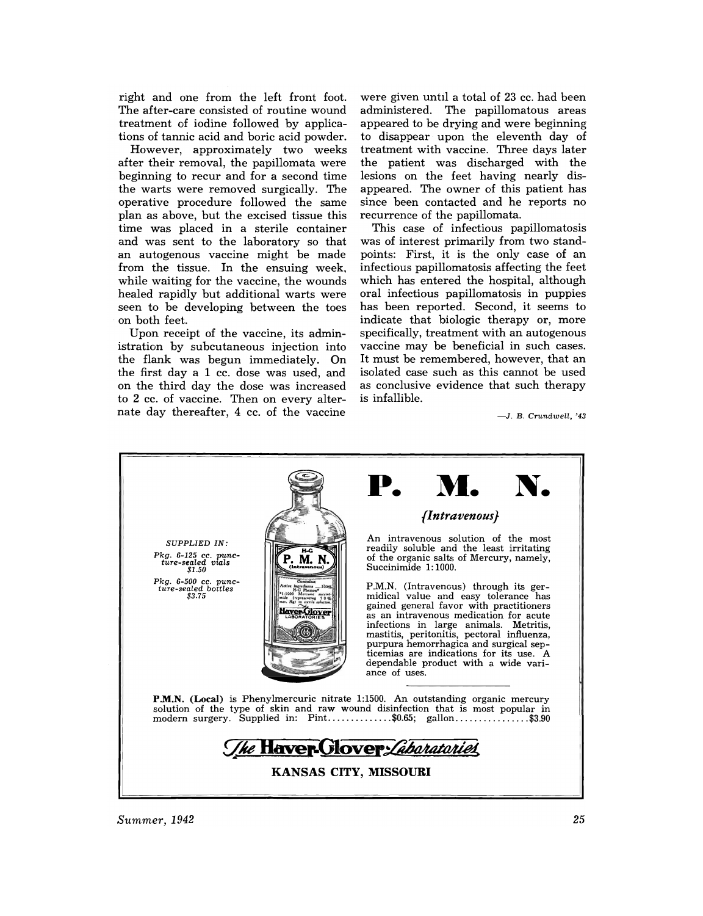right and one from the left front foot. The after-care consisted of routine wound treatment of iodine followed by applications of tannic acid and boric acid powder.

However, approximately two weeks after their removal, the papillomata were beginning to recur and for a second time the warts were removed surgically. The operative procedure followed the same plan as above, but the excised tissue this time was placed in a sterile container and was sent to the laboratory so that an autogenous vaccine might be made from the tissue. In the ensuing week, while waiting for the vaccine, the wounds healed rapidly but additional warts were seen to be developing between the toes on both feet.

Upon receipt of the vaccine, its administration by subcutaneous injection into the flank was begun immediately. On the first day a 1 cc. dose was used, and on the third day the dose was increased to 2 cc. of vaccine. Then on every alternate day thereafter, 4 cc. of the vaccine were given until a total of 23 cc. had been administered. The papillomatous areas appeared to be drying and were beginning to disappear upon the eleventh day of treatment with vaccine. Three days later the patient was discharged with the lesions on the feet having nearly disappeared. The owner of this patient has since been contacted and he reports no recurrence of the papillomata.

This case of infectious papillomatosis was of interest primarily from two standpoints: First, it is the only case of an infectious papillomatosis affecting the feet which has entered the hospital, although oral infectious papillomatosis in puppies has been reported. Second, it seems to indicate that biologic therapy or, more specifically, treatment with an autogenous vaccine may be beneficial in such cases. It must be remembered, however, that an isolated case such as this cannot be used as conclusive evidence that such therapy is infallible.

*—J. B. Crundwell, '43*

---

# P. M. N.

*{Intravenous}*

*SUPPLIED IN:*

*Pkg. 6-125 cc. puncture-sealed vials $1.50*

*Pkg. 6-500 cc. puncture-sealed bottles $3.75*

An intravenous solution of the most readily soluble and the least irritating of the organic salts of Mercury, namely, Succinimide 1:1000.

P.M.N. (Intravenous) through its germidical value and easy tolerance has gained general favor with practitioners as an intravenous medication for acute infections in large animals. Metritis, mastitis, peritonitis, pectoral influenza, purpura hemorrhagica and surgical septicemias are indications for its use. A dependable product with a wide variance of uses.

**P.M.N. (Local)** is Phenylmercuric nitrate 1:1500. An outstanding organic mercury solution of the type of skin and raw wound disinfection that is most popular in modern surgery. Supplied in: Pint..............$0.65; gallon................$3.90

**The Haver-Glover Laboratories**

**KANSAS CITY, MISSOURI**